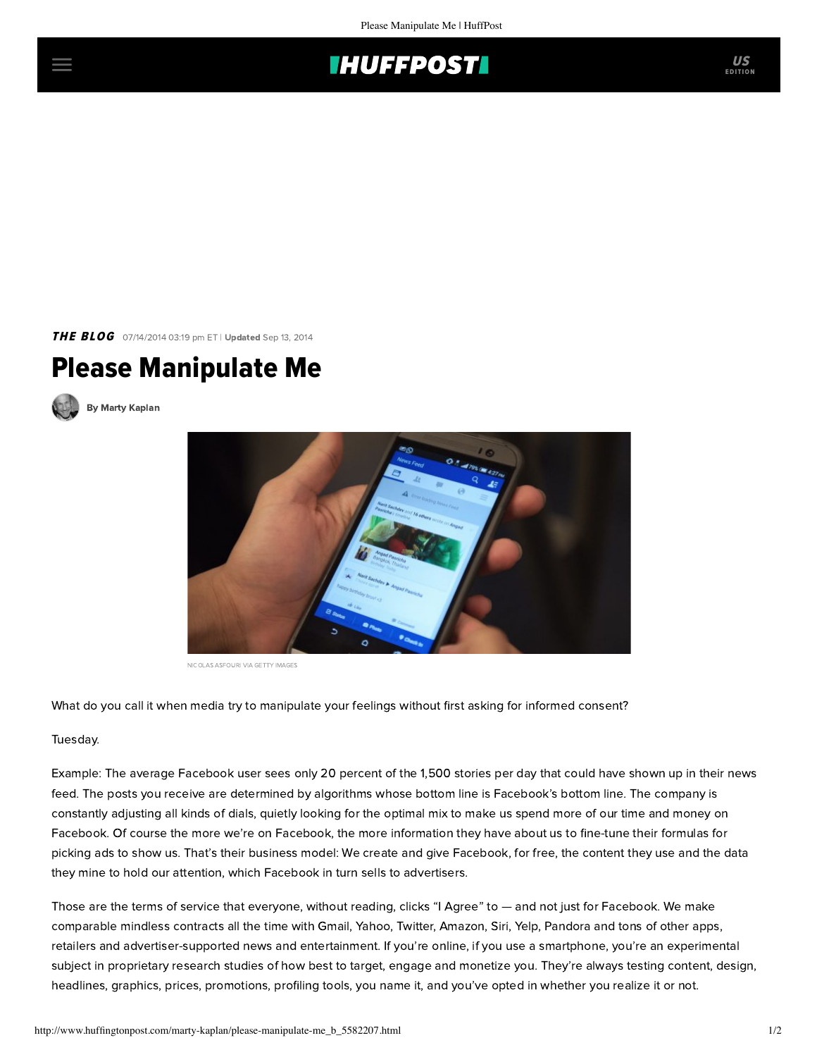*THE BLOG* 07/14/2014 03:19 pm ET | **Updated** Sep 13, 2014

# Please Manipulate Me

**By Marty Kaplan**

NICOLAS ASFOURI VIA GETTY IMAGES

What do you call it when media try to manipulate your feelings without first asking for informed consent?

Tuesday.

Example: The average Facebook user sees only 20 percent of the 1,500 stories per day that could have shown up in their news feed. The posts you receive are determined by algorithms whose bottom line is Facebook's bottom line. The company is constantly adjusting all kinds of dials, quietly looking for the optimal mix to make us spend more of our time and money on Facebook. Of course the more we're on Facebook, the more information they have about us to fine-tune their formulas for picking ads to show us. That's their business model: We create and give Facebook, for free, the content they use and the data they mine to hold our attention, which Facebook in turn sells to advertisers.

Those are the terms of service that everyone, without reading, clicks "I Agree" to — and not just for Facebook. We make comparable mindless contracts all the time with Gmail, Yahoo, Twitter, Amazon, Siri, Yelp, Pandora and tons of other apps, retailers and advertiser-supported news and entertainment. If you're online, if you use a smartphone, you're an experimental subject in proprietary research studies of how best to target, engage and monetize you. They're always testing content, design, headlines, graphics, prices, promotions, profiling tools, you name it, and you've opted in whether you realize it or not.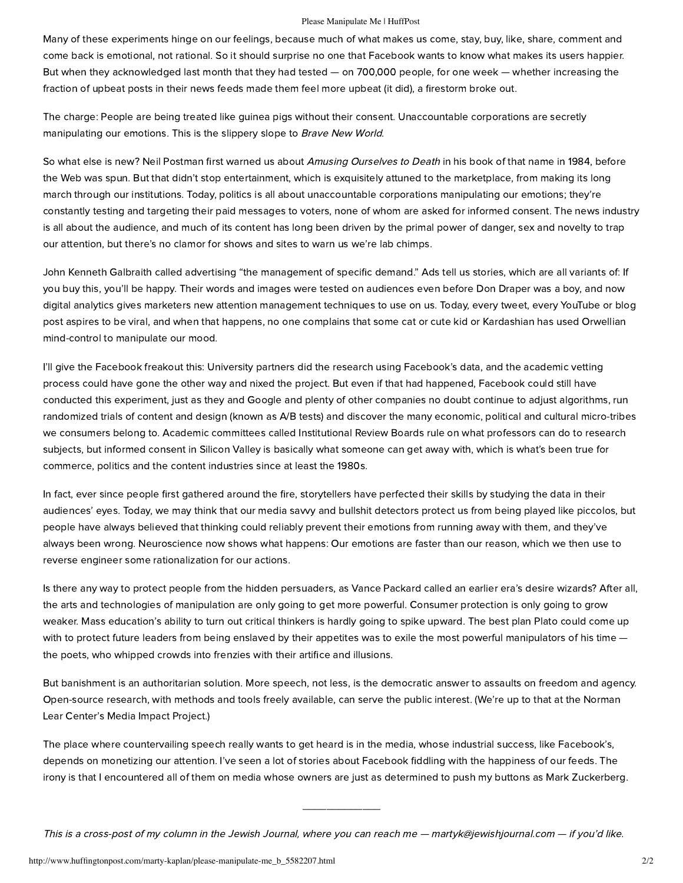Many of these experiments hinge on our feelings, because much of what makes us come, stay, buy, like, share, comment and come back is emotional, not rational. So it should surprise no one that Facebook wants to know what makes its users happier. But when they acknowledged last month that they had tested — on 700,000 people, for one week — whether increasing the fraction of upbeat posts in their news feeds made them feel more upbeat (it did), a firestorm broke out.

The charge: People are being treated like guinea pigs without their consent. Unaccountable corporations are secretly manipulating our emotions. This is the slippery slope to *Brave New World*.

So what else is new? Neil Postman first warned us about *Amusing Ourselves to Death* in his book of that name in 1984, before the Web was spun. But that didn't stop entertainment, which is exquisitely attuned to the marketplace, from making its long march through our institutions. Today, politics is all about unaccountable corporations manipulating our emotions; they're constantly testing and targeting their paid messages to voters, none of whom are asked for informed consent. The news industry is all about the audience, and much of its content has long been driven by the primal power of danger, sex and novelty to trap our attention, but there's no clamor for shows and sites to warn us we're lab chimps.

John Kenneth Galbraith called advertising "the management of specific demand." Ads tell us stories, which are all variants of: If you buy this, you'll be happy. Their words and images were tested on audiences even before Don Draper was a boy, and now digital analytics gives marketers new attention management techniques to use on us. Today, every tweet, every YouTube or blog post aspires to be viral, and when that happens, no one complains that some cat or cute kid or Kardashian has used Orwellian mind-control to manipulate our mood.

I'll give the Facebook freakout this: University partners did the research using Facebook's data, and the academic vetting process could have gone the other way and nixed the project. But even if that had happened, Facebook could still have conducted this experiment, just as they and Google and plenty of other companies no doubt continue to adjust algorithms, run randomized trials of content and design (known as A/B tests) and discover the many economic, political and cultural micro-tribes we consumers belong to. Academic committees called Institutional Review Boards rule on what professors can do to research subjects, but informed consent in Silicon Valley is basically what someone can get away with, which is what's been true for commerce, politics and the content industries since at least the 1980s.

In fact, ever since people first gathered around the fire, storytellers have perfected their skills by studying the data in their audiences' eyes. Today, we may think that our media savvy and bullshit detectors protect us from being played like piccolos, but people have always believed that thinking could reliably prevent their emotions from running away with them, and they've always been wrong. Neuroscience now shows what happens: Our emotions are faster than our reason, which we then use to reverse engineer some rationalization for our actions.

Is there any way to protect people from the hidden persuaders, as Vance Packard called an earlier era's desire wizards? After all, the arts and technologies of manipulation are only going to get more powerful. Consumer protection is only going to grow weaker. Mass education's ability to turn out critical thinkers is hardly going to spike upward. The best plan Plato could come up with to protect future leaders from being enslaved by their appetites was to exile the most powerful manipulators of his time — the poets, who whipped crowds into frenzies with their artifice and illusions.

But banishment is an authoritarian solution. More speech, not less, is the democratic answer to assaults on freedom and agency. Open-source research, with methods and tools freely available, can serve the public interest. (We're up to that at the Norman Lear Center's Media Impact Project.)

The place where countervailing speech really wants to get heard is in the media, whose industrial success, like Facebook's, depends on monetizing our attention. I've seen a lot of stories about Facebook fiddling with the happiness of our feeds. The irony is that I encountered all of them on media whose owners are just as determined to push my buttons as Mark Zuckerberg.

———————

*This is a cross-post of my column in the Jewish Journal, where you can reach me — martyk@jewishjournal.com — if you'd like.*